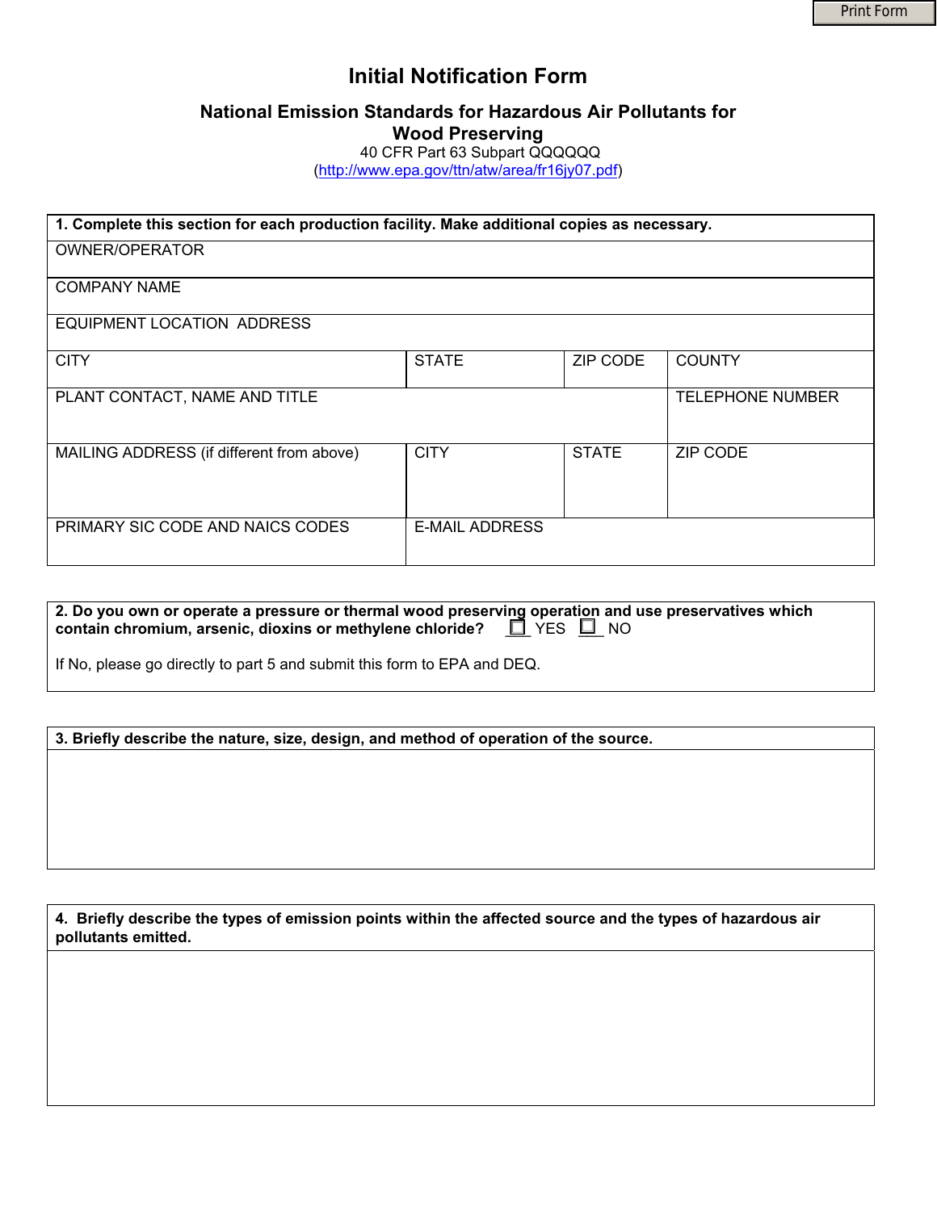# Initial Notification Form

## National Emission Standards for Hazardous Air Pollutants for Wood Preserving

40 CFR Part 63 Subpart QQQQQQ

(http://www.epa.gov/ttn/atw/area/fr16jy07.pdf)

| **1. Complete this section for each production facility. Make additional copies as necessary.** | | | |
|---|---|---|---|
| OWNER/OPERATOR | | | |
| COMPANY NAME | | | |
| EQUIPMENT LOCATION ADDRESS | | | |
| CITY | STATE | ZIP CODE | COUNTY |
| PLANT CONTACT, NAME AND TITLE | | | TELEPHONE NUMBER |
| MAILING ADDRESS (if different from above) | CITY | STATE | ZIP CODE |
| PRIMARY SIC CODE AND NAICS CODES | E-MAIL ADDRESS | | |

**2. Do you own or operate a pressure or thermal wood preserving operation and use preservatives which contain chromium, arsenic, dioxins or methylene chloride?** ☐ YES ☐ NO

If No, please go directly to part 5 and submit this form to EPA and DEQ.

**3. Briefly describe the nature, size, design, and method of operation of the source.**

**4. Briefly describe the types of emission points within the affected source and the types of hazardous air pollutants emitted.**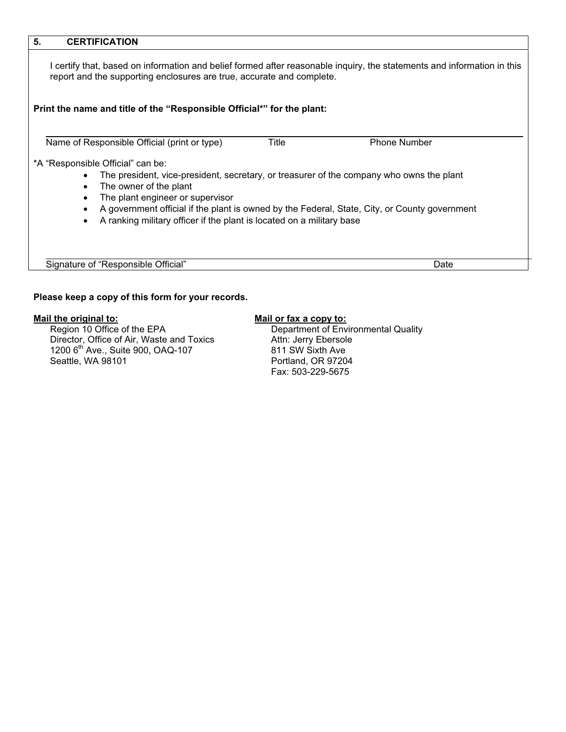## 5. CERTIFICATION

I certify that, based on information and belief formed after reasonable inquiry, the statements and information in this report and the supporting enclosures are true, accurate and complete.

**Print the name and title of the "Responsible Official*" for the plant:**

| Name of Responsible Official (print or type) | Title | Phone Number |
|---|---|---|
| | | |

*A "Responsible Official" can be:

- The president, vice-president, secretary, or treasurer of the company who owns the plant
- The owner of the plant
- The plant engineer or supervisor
- A government official if the plant is owned by the Federal, State, City, or County government
- A ranking military officer if the plant is located on a military base

| Signature of "Responsible Official" | Date |
|---|---|
| | |

**Please keep a copy of this form for your records.**

**Mail the original to:**
Region 10 Office of the EPA
Director, Office of Air, Waste and Toxics
1200 6th Ave., Suite 900, OAQ-107
Seattle, WA 98101

**Mail or fax a copy to:**
Department of Environmental Quality
Attn: Jerry Ebersole
811 SW Sixth Ave
Portland, OR 97204
Fax: 503-229-5675